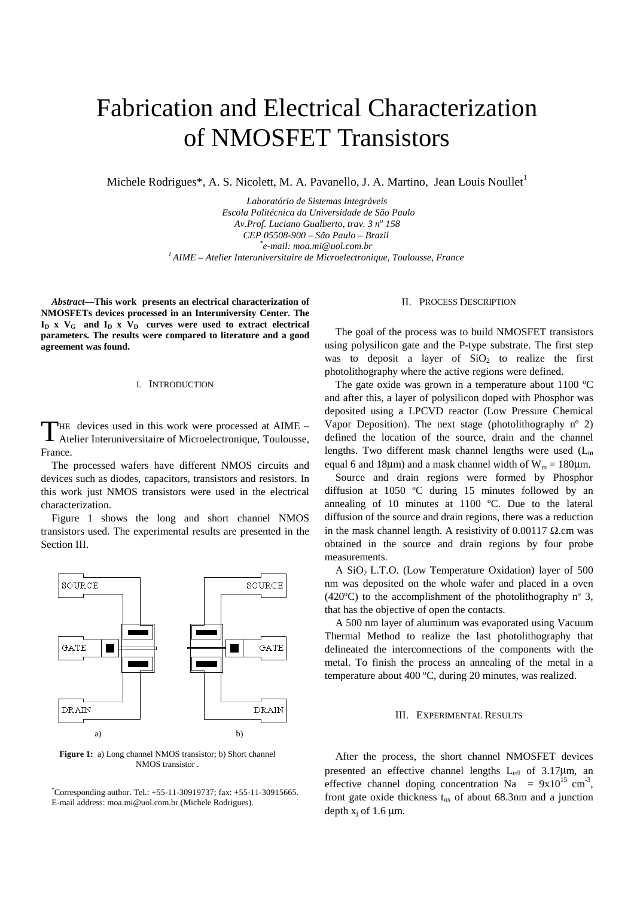# Fabrication and Electrical Characterization of NMOSFET Transistors

Michele Rodrigues*, A. S. Nicolett, M. A. Pavanello, J. A. Martino, Jean Louis Noullet[1]

*Laboratório de Sistemas Integráveis*
*Escola Politécnica da Universidade de São Paulo*
*Av.Prof. Luciano Gualberto, trav. 3 nº 158*
*CEP 05508-900 – São Paulo – Brazil*
*\*e-mail: moa.mi@uol.com.br*
*[1] AIME – Atelier Interuniversitaire de Microelectronique, Toulousse, France*

***Abstract*—This work presents an electrical characterization of NMOSFETs devices processed in an Interuniversity Center. The $I_D$ x $V_G$ and $I_D$ x $V_D$ curves were used to extract electrical parameters. The results were compared to literature and a good agreement was found.**

## I. Introduction

The devices used in this work were processed at AIME – Atelier Interuniversitaire of Microelectronique, Toulousse, France.

The processed wafers have different NMOS circuits and devices such as diodes, capacitors, transistors and resistors. In this work just NMOS transistors were used in the electrical characterization.

Figure 1 shows the long and short channel NMOS transistors used. The experimental results are presented in the Section III.

**Figure 1:** a) Long channel NMOS transistor; b) Short channel NMOS transistor .

\*Corresponding author. Tel.: +55-11-30919737; fax: +55-11-30915665. E-mail address: moa.mi@uol.com.br (Michele Rodrigues).

## II. Process Description

The goal of the process was to build NMOSFET transistors using polysilicon gate and the P-type substrate. The first step was to deposit a layer of $SiO_2$ to realize the first photolithography where the active regions were defined.

The gate oxide was grown in a temperature about 1100 ºC and after this, a layer of polysilicon doped with Phosphor was deposited using a LPCVD reactor (Low Pressure Chemical Vapor Deposition). The next stage (photolithography nº 2) defined the location of the source, drain and the channel lengths. Two different mask channel lengths were used ($L_m$ equal 6 and 18μm) and a mask channel width of $W_m$ = 180μm.

Source and drain regions were formed by Phosphor diffusion at 1050 ºC during 15 minutes followed by an annealing of 10 minutes at 1100 ºC. Due to the lateral diffusion of the source and drain regions, there was a reduction in the mask channel length. A resistivity of 0.00117 Ω.cm was obtained in the source and drain regions by four probe measurements.

A $SiO_2$ L.T.O. (Low Temperature Oxidation) layer of 500 nm was deposited on the whole wafer and placed in a oven (420ºC) to the accomplishment of the photolithography nº 3, that has the objective of open the contacts.

A 500 nm layer of aluminum was evaporated using Vacuum Thermal Method to realize the last photolithography that delineated the interconnections of the components with the metal. To finish the process an annealing of the metal in a temperature about 400 ºC, during 20 minutes, was realized.

## III. Experimental Results

After the process, the short channel NMOSFET devices presented an effective channel lengths $L_{eff}$ of 3.17μm, an effective channel doping concentration Na = $9x10^{15}$ $cm^{-3}$, front gate oxide thickness $t_{ox}$ of about 68.3nm and a junction depth $x_j$ of 1.6 μm.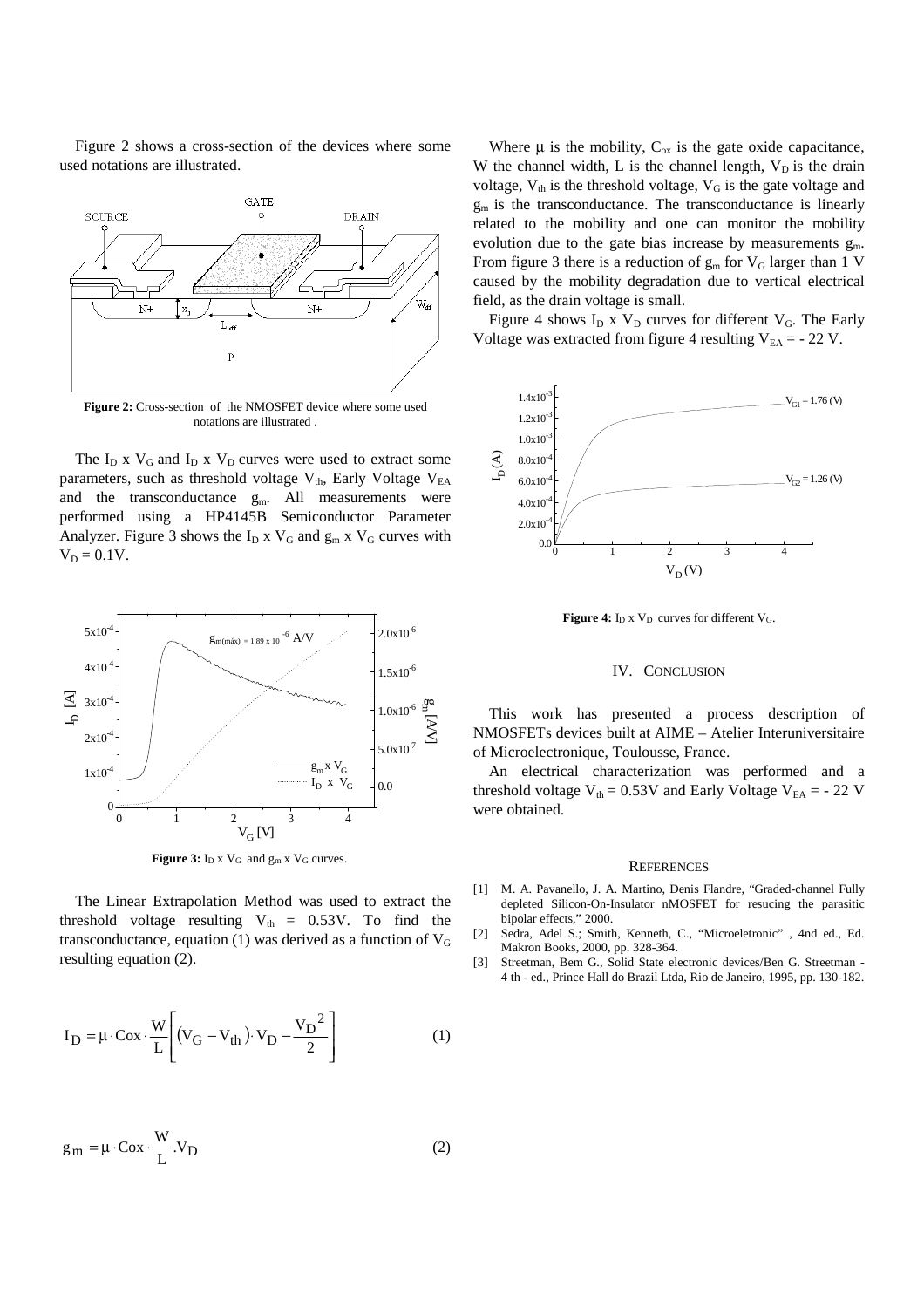Figure 2 shows a cross-section of the devices where some used notations are illustrated.

GATE

SOURCE

DRAIN

N+

$x_j$

N+

$L_{eff}$

$W_{eff}$

P

**Figure 2:** Cross-section of the NMOSFET device where some used notations are illustrated .

The $I_D$ x $V_G$ and $I_D$ x $V_D$ curves were used to extract some parameters, such as threshold voltage $V_{th}$, Early Voltage $V_{EA}$ and the transconductance $g_m$. All measurements were performed using a HP4145B Semiconductor Parameter Analyzer. Figure 3 shows the $I_D$ x $V_G$ and $g_m$ x $V_G$ curves with $V_D$ = 0.1V.

$g_{m(máx)} = 1.89 \times 10^{-6}$ A/V

$5x10^{-4}$
$4x10^{-4}$
$3x10^{-4}$
$2x10^{-4}$
$1x10^{-4}$
0

$I_D$ [A]

$2.0x10^{-6}$
$1.5x10^{-6}$
$1.0x10^{-6}$
$5.0x10^{-7}$
0.0

$g_m$ [A/V]

$g_m$ x $V_G$
$I_D$ x $V_G$

0 1 2 3 4

$V_G$ [V]

**Figure 3:** $I_D$ x $V_G$ and $g_m$ $V_G$ curves.

The Linear Extrapolation Method was used to extract the threshold voltage resulting $V_{th}$ = 0.53V. To find the transconductance, equation (1) was derived as a function of $V_G$ resulting equation (2).

$$I_D = \mu \cdot Cox \cdot \frac{W}{L}\left[(V_G - V_{th}) \cdot V_D - \frac{{V_D}^2}{2}\right] \tag{1}$$

$$g_m = \mu \cdot Cox \cdot \frac{W}{L}.V_D \tag{2}$$

Where $\mu$ is the mobility, $C_{ox}$ is the gate oxide capacitance, W the channel width, L is the channel length, $V_D$ is the drain voltage, $V_{th}$ is the threshold voltage, $V_G$ is the gate voltage and $g_m$ is the transconductance. The transconductance is linearly related to the mobility and one can monitor the mobility evolution due to the gate bias increase by measurements $g_m$. From figure 3 there is a reduction of $g_m$ for $V_G$ larger than 1 V caused by the mobility degradation due to vertical electrical field, as the drain voltage is small.

Figure 4 shows $I_D$ x $V_D$ curves for different $V_G$. The Early Voltage was extracted from figure 4 resulting $V_{EA}$ = - 22 V.

$1.4x10^{-3}$
$1.2x10^{-3}$
$1.0x10^{-3}$
$8.0x10^{-4}$
$6.0x10^{-4}$
$4.0x10^{-4}$
$2.0x10^{-4}$
0.0

$I_D$ (A)

$V_{G1}$ = 1.76 (V)

$V_{G2}$ = 1.26 (V)

0 1 2 3 4

$V_D$ (V)

**Figure 4:** $I_D$ x $V_D$ curves for different $V_G$.

## IV. Conclusion

This work has presented a process description of NMOSFETs devices built at AIME – Atelier Interuniversitaire of Microelectronique, Toulousse, France.

An electrical characterization was performed and a threshold voltage $V_{th}$ = 0.53V and Early Voltage $V_{EA}$ = - 22 V were obtained.

## References

[1] M. A. Pavanello, J. A. Martino, Denis Flandre, "Graded-channel Fully depleted Silicon-On-Insulator nMOSFET for resucing the parasitic bipolar effects," 2000.

[2] Sedra, Adel S.; Smith, Kenneth, C., "Microeletronic" , 4nd ed., Ed. Makron Books, 2000, pp. 328-364.

[3] Streetman, Bem G., Solid State electronic devices/Ben G. Streetman - 4 th - ed., Prince Hall do Brazil Ltda, Rio de Janeiro, 1995, pp. 130-182.